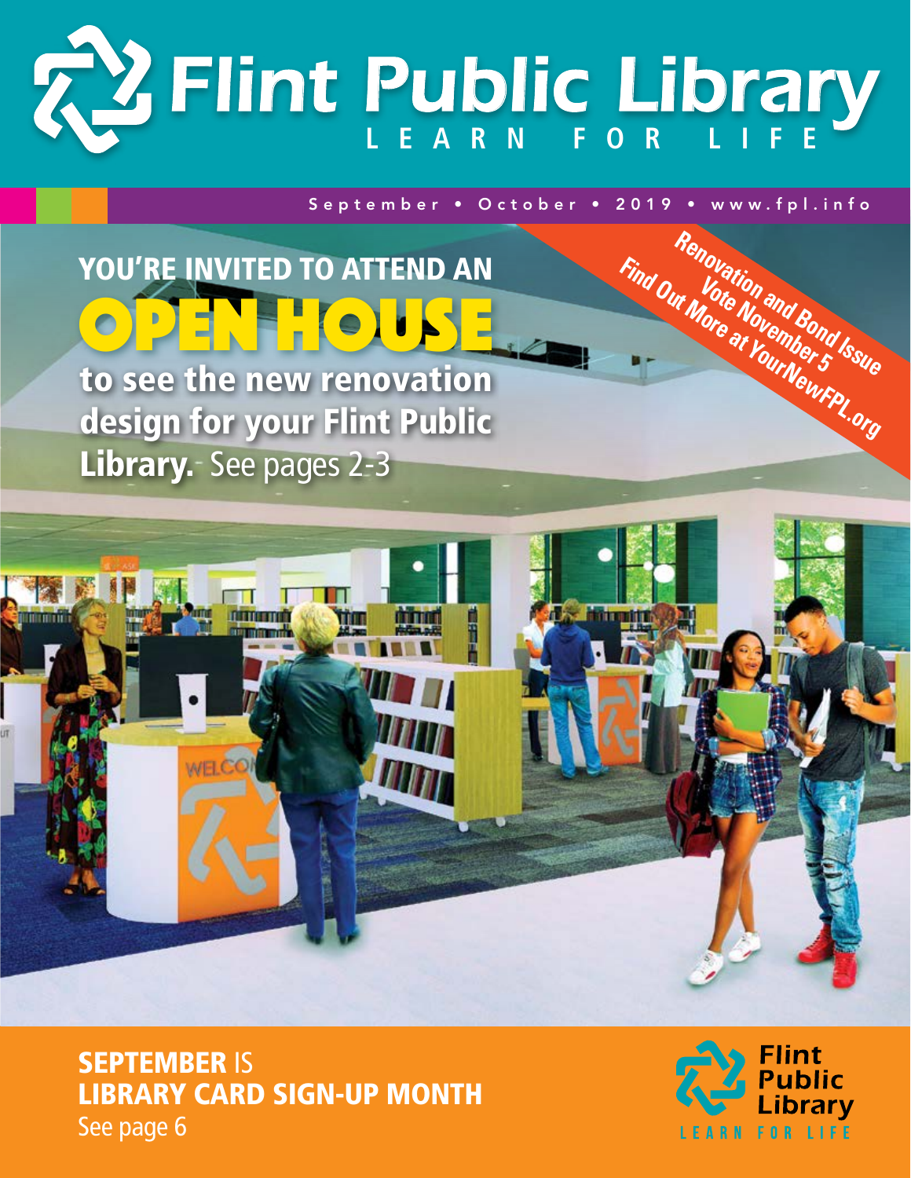# Flint Public Library

LEARN FOR LIFE

September • October • 2019 • www.fpl.info

**Renovation and Bond Issue**
**Vote November 5**
**Find Out More at YourNewFPL.org**

## YOU'RE INVITED TO ATTEND AN OPEN HOUSE

**to see the new renovation design for your Flint Public Library.** See pages 2-3

**SEPTEMBER** IS
**LIBRARY CARD SIGN-UP MONTH**
See page 6

Flint Public Library
LEARN FOR LIFE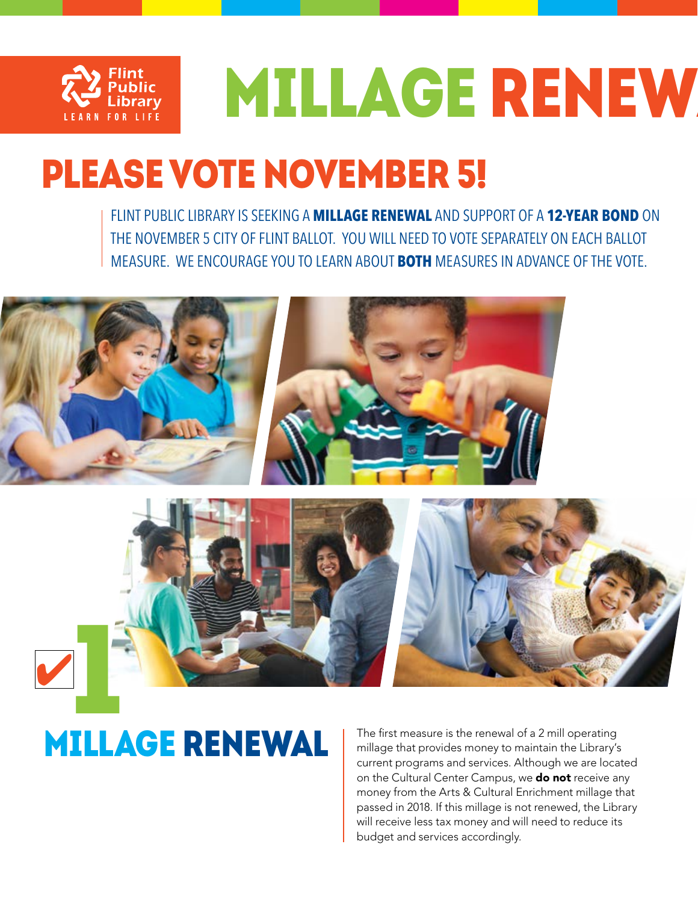Flint Public Library
LEARN FOR LIFE

# MILLAGE RENEW

## PLEASE VOTE NOVEMBER 5!

FLINT PUBLIC LIBRARY IS SEEKING A **MILLAGE RENEWAL** AND SUPPORT OF A **12-YEAR BOND** ON THE NOVEMBER 5 CITY OF FLINT BALLOT. YOU WILL NEED TO VOTE SEPARATELY ON EACH BALLOT MEASURE. WE ENCOURAGE YOU TO LEARN ABOUT **BOTH** MEASURES IN ADVANCE OF THE VOTE.

## 1 MILLAGE RENEWAL

The first measure is the renewal of a 2 mill operating millage that provides money to maintain the Library's current programs and services. Although we are located on the Cultural Center Campus, we **do not** receive any money from the Arts & Cultural Enrichment millage that passed in 2018. If this millage is not renewed, the Library will receive less tax money and will need to reduce its budget and services accordingly.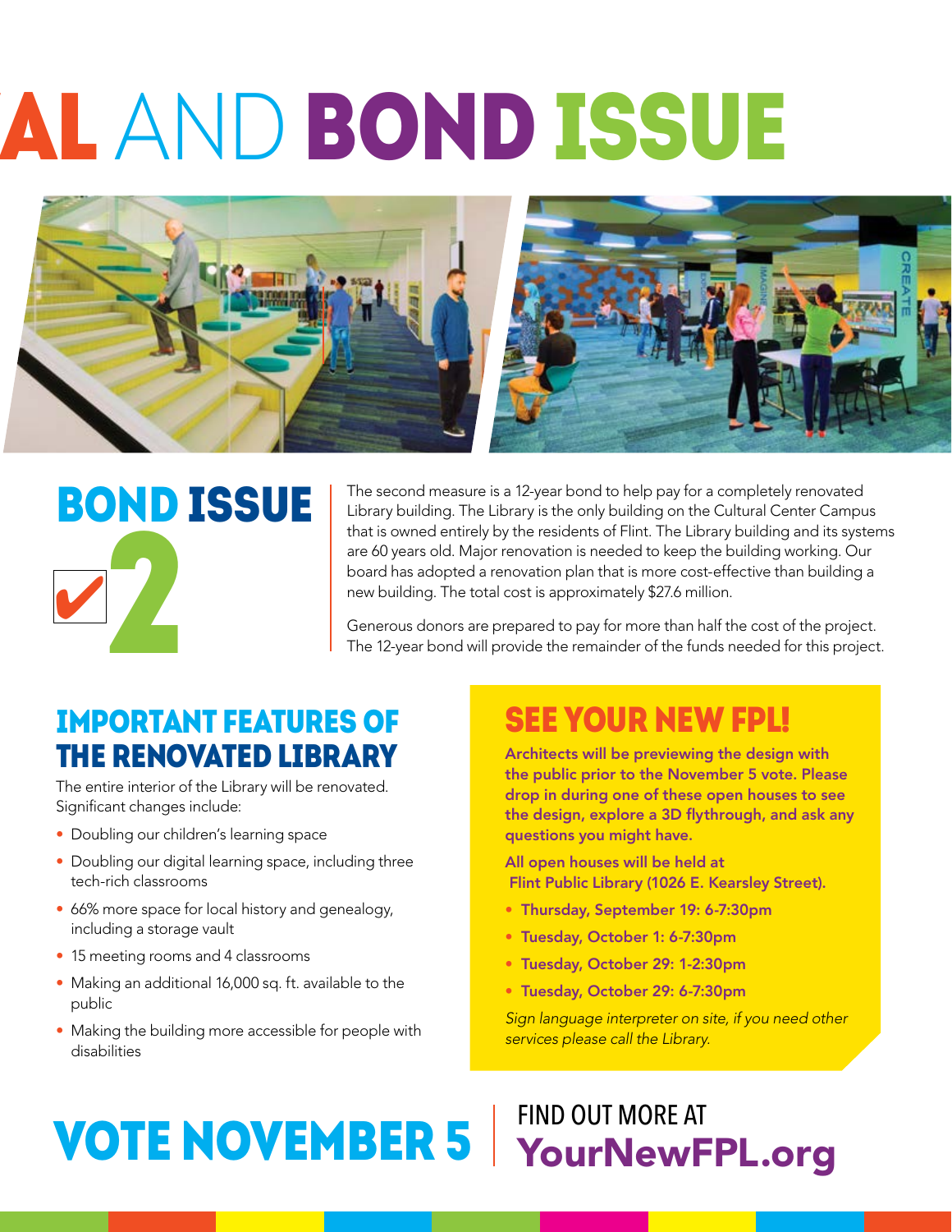# AL AND BOND ISSUE

## BOND ISSUE 2

✔

The second measure is a 12-year bond to help pay for a completely renovated Library building. The Library is the only building on the Cultural Center Campus that is owned entirely by the residents of Flint. The Library building and its systems are 60 years old. Major renovation is needed to keep the building working. Our board has adopted a renovation plan that is more cost-effective than building a new building. The total cost is approximately $27.6 million.

Generous donors are prepared to pay for more than half the cost of the project. The 12-year bond will provide the remainder of the funds needed for this project.

## IMPORTANT FEATURES OF THE RENOVATED LIBRARY

The entire interior of the Library will be renovated. Significant changes include:

- Doubling our children's learning space
- Doubling our digital learning space, including three tech-rich classrooms
- 66% more space for local history and genealogy, including a storage vault
- 15 meeting rooms and 4 classrooms
- Making an additional 16,000 sq. ft. available to the public
- Making the building more accessible for people with disabilities

## SEE YOUR NEW FPL!

**Architects will be previewing the design with the public prior to the November 5 vote. Please drop in during one of these open houses to see the design, explore a 3D flythrough, and ask any questions you might have.**

**All open houses will be held at Flint Public Library (1026 E. Kearsley Street).**

- **Thursday, September 19: 6-7:30pm**
- **Tuesday, October 1: 6-7:30pm**
- **Tuesday, October 29: 1-2:30pm**
- **Tuesday, October 29: 6-7:30pm**

*Sign language interpreter on site, if you need other services please call the Library.*

## VOTE NOVEMBER 5

FIND OUT MORE AT **YourNewFPL.org**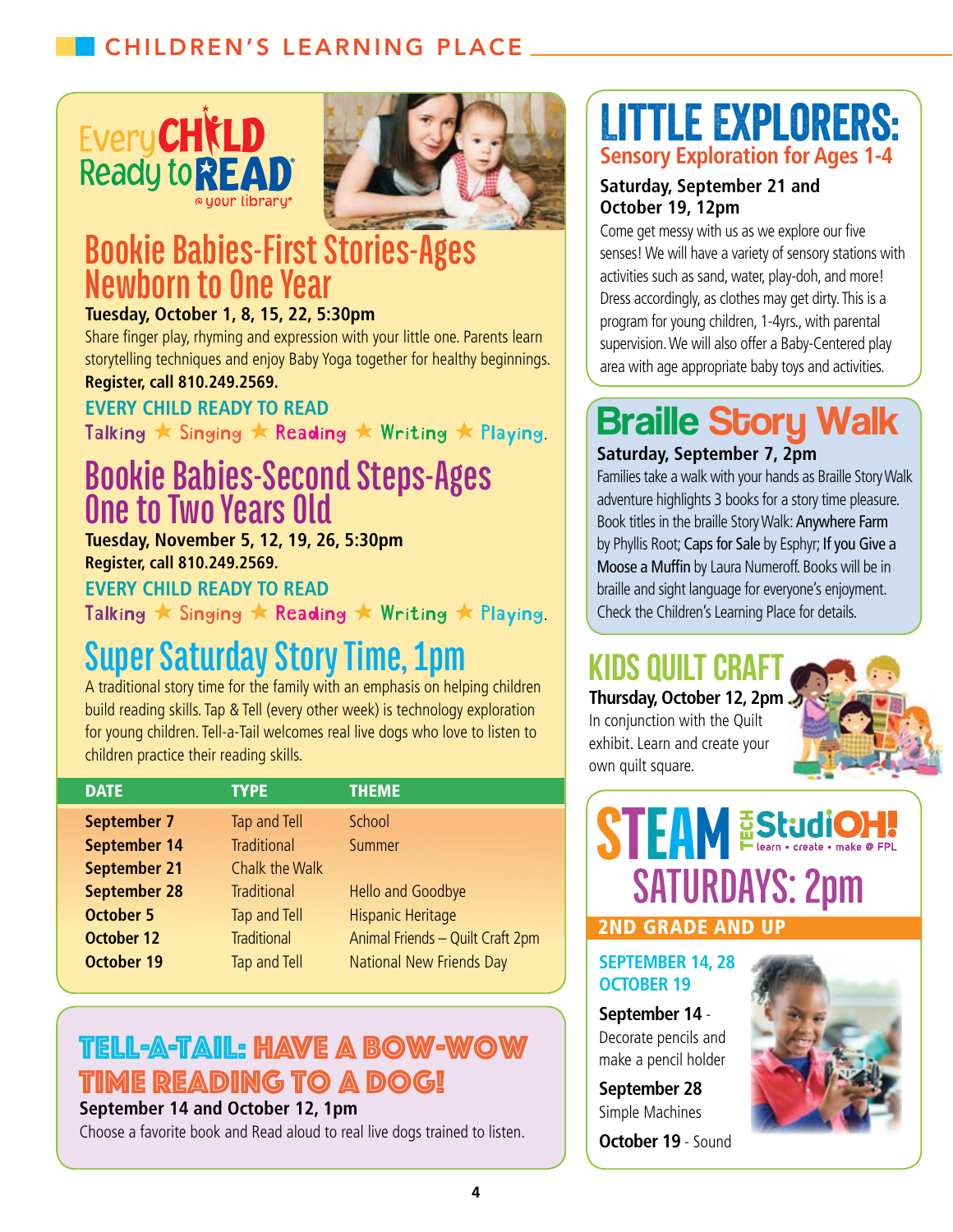## CHILDREN'S LEARNING PLACE

Every CHILD Ready to READ @ your library®

## Bookie Babies-First Stories-Ages Newborn to One Year

**Tuesday, October 1, 8, 15, 22, 5:30pm**

Share finger play, rhyming and expression with your little one. Parents learn storytelling techniques and enjoy Baby Yoga together for healthy beginnings.

**Register, call 810.249.2569.**

EVERY CHILD READY TO READ

Talking ★ Singing ★ Reading ★ Writing ★ Playing.

## Bookie Babies-Second Steps-Ages One to Two Years Old

**Tuesday, November 5, 12, 19, 26, 5:30pm**

**Register, call 810.249.2569.**

EVERY CHILD READY TO READ

Talking ★ Singing ★ Reading ★ Writing ★ Playing.

## Super Saturday Story Time, 1pm

A traditional story time for the family with an emphasis on helping children build reading skills. Tap & Tell (every other week) is technology exploration for young children. Tell-a-Tail welcomes real live dogs who love to listen to children practice their reading skills.

| DATE | TYPE | THEME |
|---|---|---|
| **September 7** | Tap and Tell | School |
| **September 14** | Traditional | Summer |
| **September 21** | Chalk the Walk | |
| **September 28** | Traditional | Hello and Goodbye |
| **October 5** | Tap and Tell | Hispanic Heritage |
| **October 12** | Traditional | Animal Friends – Quilt Craft 2pm |
| **October 19** | Tap and Tell | National New Friends Day |

## TELL-A-TAIL: HAVE A BOW-WOW TIME READING TO A DOG!

**September 14 and October 12, 1pm**

Choose a favorite book and Read aloud to real live dogs trained to listen.

## LITTLE EXPLORERS: Sensory Exploration for Ages 1-4

**Saturday, September 21 and October 19, 12pm**

Come get messy with us as we explore our five senses! We will have a variety of sensory stations with activities such as sand, water, play-doh, and more! Dress accordingly, as clothes may get dirty. This is a program for young children, 1-4yrs., with parental supervision. We will also offer a Baby-Centered play area with age appropriate baby toys and activities.

## Braille Story Walk

**Saturday, September 7, 2pm**

Families take a walk with your hands as Braille Story Walk adventure highlights 3 books for a story time pleasure. Book titles in the braille Story Walk: Anywhere Farm by Phyllis Root; Caps for Sale by Esphyr; If you Give a Moose a Muffin by Laura Numeroff. Books will be in braille and sight language for everyone's enjoyment. Check the Children's Learning Place for details.

## KIDS QUILT CRAFT

**Thursday, October 12, 2pm**

In conjunction with the Quilt exhibit. Learn and create your own quilt square.

## STEAM TECH StudiOH! learn • create • make @ FPL SATURDAYS: 2pm

**2ND GRADE AND UP**

SEPTEMBER 14, 28
OCTOBER 19

**September 14** - Decorate pencils and make a pencil holder

**September 28**
Simple Machines

**October 19** - Sound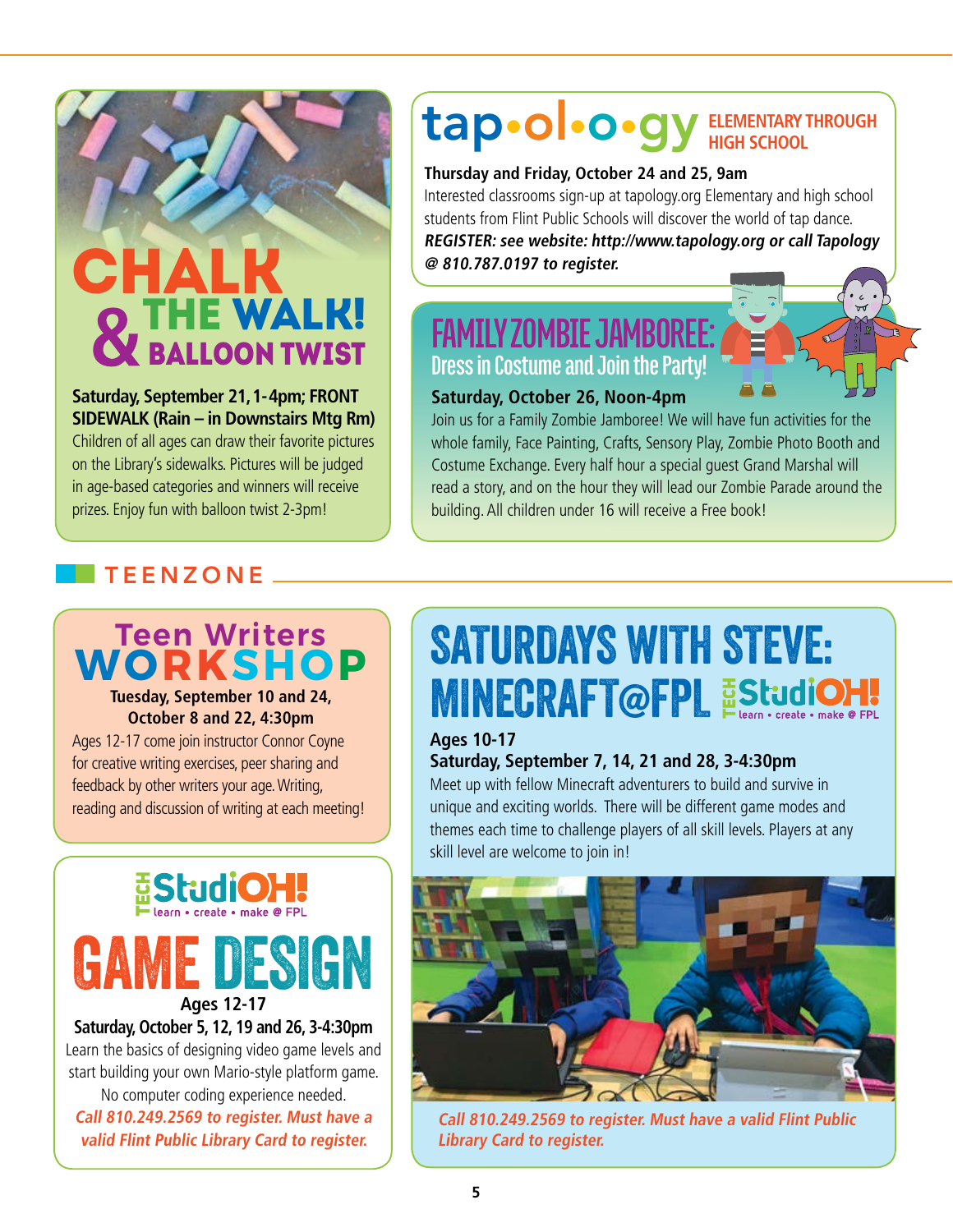## CHALK & THE WALK! BALLOON TWIST

**Saturday, September 21, 1-4pm; FRONT SIDEWALK (Rain – in Downstairs Mtg Rm)**

Children of all ages can draw their favorite pictures on the Library's sidewalks. Pictures will be judged in age-based categories and winners will receive prizes. Enjoy fun with balloon twist 2-3pm!

## tap•ol•o•gy ELEMENTARY THROUGH HIGH SCHOOL

**Thursday and Friday, October 24 and 25, 9am**

Interested classrooms sign-up at tapology.org Elementary and high school students from Flint Public Schools will discover the world of tap dance.

***REGISTER: see website: http://www.tapology.org or call Tapology @ 810.787.0197 to register.***

## FAMILY ZOMBIE JAMBOREE: Dress in Costume and Join the Party!

**Saturday, October 26, Noon-4pm**

Join us for a Family Zombie Jamboree! We will have fun activities for the whole family, Face Painting, Crafts, Sensory Play, Zombie Photo Booth and Costume Exchange. Every half hour a special guest Grand Marshal will read a story, and on the hour they will lead our Zombie Parade around the building. All children under 16 will receive a Free book!

# TEENZONE

## Teen Writers WORKSHOP

**Tuesday, September 10 and 24, October 8 and 22, 4:30pm**

Ages 12-17 come join instructor Connor Coyne for creative writing exercises, peer sharing and feedback by other writers your age. Writing, reading and discussion of writing at each meeting!

## TECH StudiOH! learn • create • make @ FPL GAME DESIGN

**Ages 12-17**

**Saturday, October 5, 12, 19 and 26, 3-4:30pm**

Learn the basics of designing video game levels and start building your own Mario-style platform game. No computer coding experience needed.

***Call 810.249.2569 to register. Must have a valid Flint Public Library Card to register.***

## SATURDAYS WITH STEVE: MINECRAFT@FPL TECH StudiOH! learn • create • make @ FPL

**Ages 10-17**

**Saturday, September 7, 14, 21 and 28, 3-4:30pm**

Meet up with fellow Minecraft adventurers to build and survive in unique and exciting worlds. There will be different game modes and themes each time to challenge players of all skill levels. Players at any skill level are welcome to join in!

***Call 810.249.2569 to register. Must have a valid Flint Public Library Card to register.***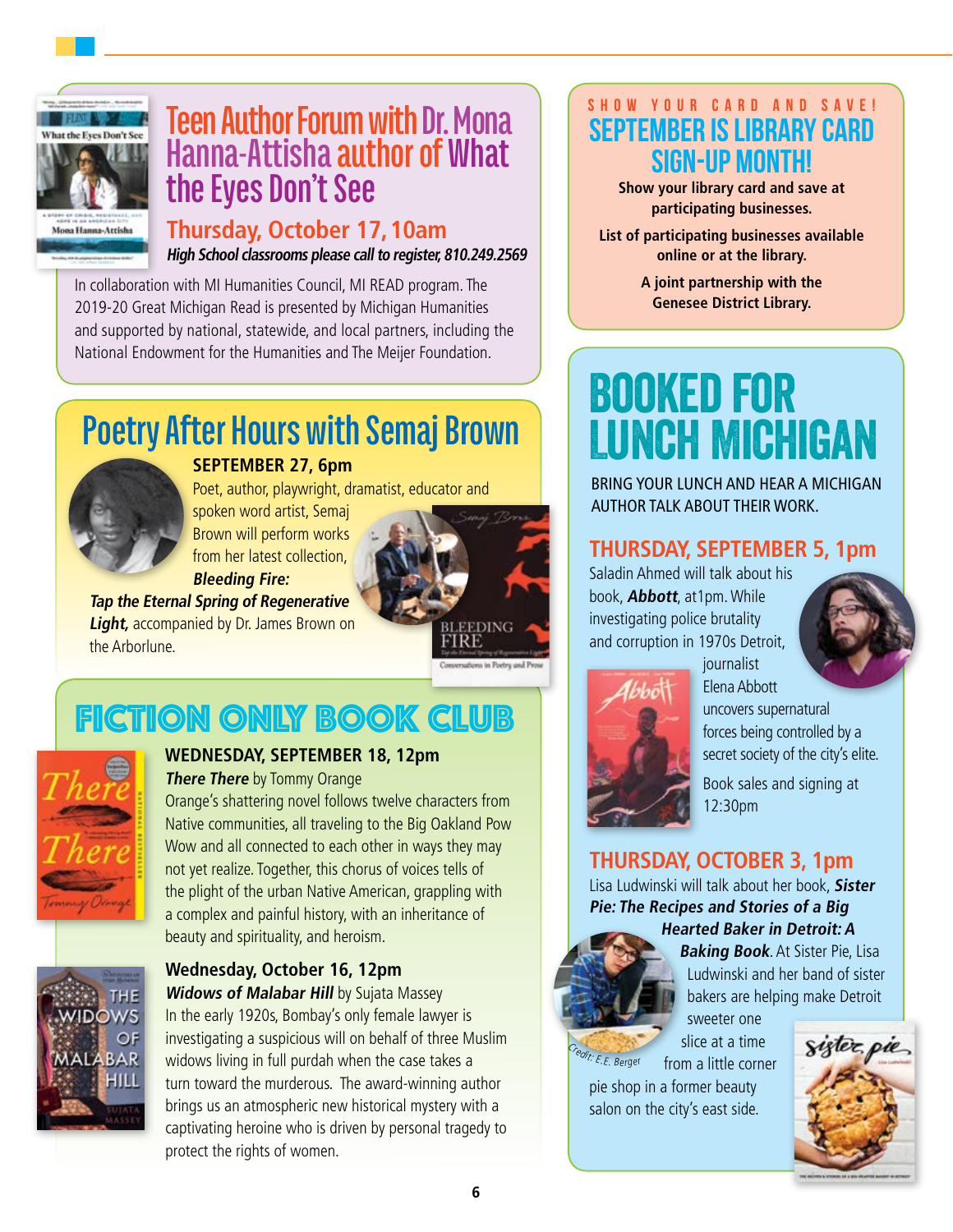## Teen Author Forum with Dr. Mona Hanna-Attisha author of What the Eyes Don't See

### Thursday, October 17, 10am

***High School classrooms please call to register, 810.249.2569***

In collaboration with MI Humanities Council, MI READ program. The 2019-20 Great Michigan Read is presented by Michigan Humanities and supported by national, statewide, and local partners, including the National Endowment for the Humanities and The Meijer Foundation.

## Poetry After Hours with Semaj Brown

**SEPTEMBER 27, 6pm**

Poet, author, playwright, dramatist, educator and spoken word artist, Semaj Brown will perform works from her latest collection, ***Bleeding Fire: Tap the Eternal Spring of Regenerative Light,*** accompanied by Dr. James Brown on the Arborlune.

## FICTION ONLY BOOK CLUB

**WEDNESDAY, SEPTEMBER 18, 12pm**

***There There*** by Tommy Orange

Orange's shattering novel follows twelve characters from Native communities, all traveling to the Big Oakland Pow Wow and all connected to each other in ways they may not yet realize. Together, this chorus of voices tells of the plight of the urban Native American, grappling with a complex and painful history, with an inheritance of beauty and spirituality, and heroism.

**Wednesday, October 16, 12pm**

***Widows of Malabar Hill*** by Sujata Massey

In the early 1920s, Bombay's only female lawyer is investigating a suspicious will on behalf of three Muslim widows living in full purdah when the case takes a turn toward the murderous. The award-winning author brings us an atmospheric new historical mystery with a captivating heroine who is driven by personal tragedy to protect the rights of women.

SHOW YOUR CARD AND SAVE!

## SEPTEMBER IS LIBRARY CARD SIGN-UP MONTH!

**Show your library card and save at participating businesses.**

**List of participating businesses available online or at the library.**

**A joint partnership with the Genesee District Library.**

## BOOKED FOR LUNCH MICHIGAN

BRING YOUR LUNCH AND HEAR A MICHIGAN AUTHOR TALK ABOUT THEIR WORK.

### THURSDAY, SEPTEMBER 5, 1pm

Saladin Ahmed will talk about his book, ***Abbott***, at 1pm. While investigating police brutality and corruption in 1970s Detroit, journalist Elena Abbott uncovers supernatural forces being controlled by a secret society of the city's elite.

Book sales and signing at 12:30pm

### THURSDAY, OCTOBER 3, 1pm

Lisa Ludwinski will talk about her book, ***Sister Pie: The Recipes and Stories of a Big Hearted Baker in Detroit: A Baking Book***. At Sister Pie, Lisa Ludwinski and her band of sister bakers are helping make Detroit sweeter one slice at a time from a little corner pie shop in a former beauty salon on the city's east side.

Credit: E.E. Berger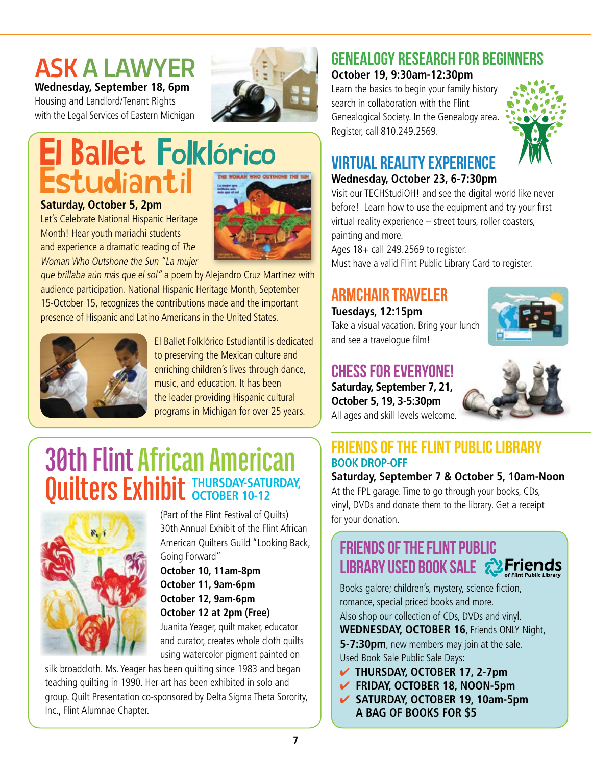# ASK A LAWYER

**Wednesday, September 18, 6pm**
Housing and Landlord/Tenant Rights with the Legal Services of Eastern Michigan

# El Ballet Folklórico Estudiantil

**Saturday, October 5, 2pm**
Let's Celebrate National Hispanic Heritage Month! Hear youth mariachi students and experience a dramatic reading of *The Woman Who Outshone the Sun "La mujer que brillaba aún más que el sol"* a poem by Alejandro Cruz Martinez with audience participation. National Hispanic Heritage Month, September 15-October 15, recognizes the contributions made and the important presence of Hispanic and Latino Americans in the United States.

El Ballet Folklórico Estudiantil is dedicated to preserving the Mexican culture and enriching children's lives through dance, music, and education. It has been the leader providing Hispanic cultural programs in Michigan for over 25 years.

# 30th Flint African American Quilters Exhibit

## THURSDAY-SATURDAY, OCTOBER 10-12

(Part of the Flint Festival of Quilts)
30th Annual Exhibit of the Flint African American Quilters Guild "Looking Back, Going Forward"

**October 10, 11am-8pm**
**October 11, 9am-6pm**
**October 12, 9am-6pm**
**October 12 at 2pm (Free)**

Juanita Yeager, quilt maker, educator and curator, creates whole cloth quilts using watercolor pigment painted on silk broadcloth. Ms. Yeager has been quilting since 1983 and began teaching quilting in 1990. Her art has been exhibited in solo and group. Quilt Presentation co-sponsored by Delta Sigma Theta Sorority, Inc., Flint Alumnae Chapter.

# GENEALOGY RESEARCH FOR BEGINNERS

**October 19, 9:30am-12:30pm**
Learn the basics to begin your family history search in collaboration with the Flint Genealogical Society. In the Genealogy area. Register, call 810.249.2569.

# VIRTUAL REALITY EXPERIENCE

**Wednesday, October 23, 6-7:30pm**
Visit our TECHStudiOH! and see the digital world like never before! Learn how to use the equipment and try your first virtual reality experience – street tours, roller coasters, painting and more.
Ages 18+ call 249.2569 to register.
Must have a valid Flint Public Library Card to register.

# ARMCHAIR TRAVELER

**Tuesdays, 12:15pm**
Take a visual vacation. Bring your lunch and see a travelogue film!

# CHESS FOR EVERYONE!

**Saturday, September 7, 21, October 5, 19, 3-5:30pm**
All ages and skill levels welcome.

# FRIENDS OF THE FLINT PUBLIC LIBRARY

## BOOK DROP-OFF

**Saturday, September 7 & October 5, 10am-Noon**
At the FPL garage. Time to go through your books, CDs, vinyl, DVDs and donate them to the library. Get a receipt for your donation.

# FRIENDS OF THE FLINT PUBLIC LIBRARY USED BOOK SALE

Friends of Flint Public Library

Books galore; children's, mystery, science fiction, romance, special priced books and more.
Also shop our collection of CDs, DVDs and vinyl.
**WEDNESDAY, OCTOBER 16**, Friends ONLY Night, **5-7:30pm**, new members may join at the sale.
Used Book Sale Public Sale Days:

- ✔ **THURSDAY, OCTOBER 17, 2-7pm**
- ✔ **FRIDAY, OCTOBER 18, NOON-5pm**
- ✔ **SATURDAY, OCTOBER 19, 10am-5pm**
  **A BAG OF BOOKS FOR $5**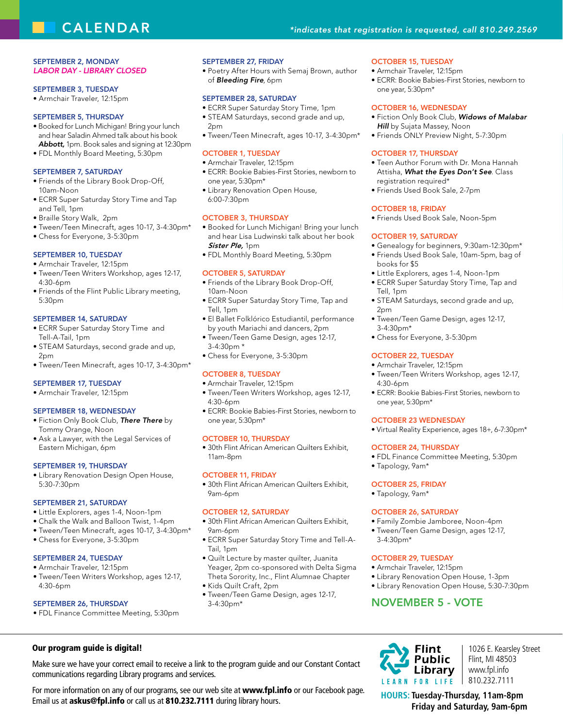# CALENDAR

*indicates that registration is requested, call 810.249.2569

### SEPTEMBER 2, MONDAY
*LABOR DAY - LIBRARY CLOSED*

### SEPTEMBER 3, TUESDAY
- Armchair Traveler, 12:15pm

### SEPTEMBER 5, THURSDAY
- Booked for Lunch Michigan! Bring your lunch and hear Saladin Ahmed talk about his book ***Abbott,*** 1pm. Book sales and signing at 12:30pm
- FDL Monthly Board Meeting, 5:30pm

### SEPTEMBER 7, SATURDAY
- Friends of the Library Book Drop-Off, 10am-Noon
- ECRR Super Saturday Story Time and Tap and Tell, 1pm
- Braille Story Walk, 2pm
- Tween/Teen Minecraft, ages 10-17, 3-4:30pm*
- Chess for Everyone, 3-5:30pm

### SEPTEMBER 10, TUESDAY
- Armchair Traveler, 12:15pm
- Tween/Teen Writers Workshop, ages 12-17, 4:30-6pm
- Friends of the Flint Public Library meeting, 5:30pm

### SEPTEMBER 14, SATURDAY
- ECRR Super Saturday Story Time and Tell-A-Tail, 1pm
- STEAM Saturdays, second grade and up, 2pm
- Tween/Teen Minecraft, ages 10-17, 3-4:30pm*

### SEPTEMBER 17, TUESDAY
- Armchair Traveler, 12:15pm

### SEPTEMBER 18, WEDNESDAY
- Fiction Only Book Club, ***There There*** by Tommy Orange, Noon
- Ask a Lawyer, with the Legal Services of Eastern Michigan, 6pm

### SEPTEMBER 19, THURSDAY
- Library Renovation Design Open House, 5:30-7:30pm

### SEPTEMBER 21, SATURDAY
- Little Explorers, ages 1-4, Noon-1pm
- Chalk the Walk and Balloon Twist, 1-4pm
- Tween/Teen Minecraft, ages 10-17, 3-4:30pm*
- Chess for Everyone, 3-5:30pm

### SEPTEMBER 24, TUESDAY
- Armchair Traveler, 12:15pm
- Tween/Teen Writers Workshop, ages 12-17, 4:30-6pm

### SEPTEMBER 26, THURSDAY
- FDL Finance Committee Meeting, 5:30pm

### SEPTEMBER 27, FRIDAY
- Poetry After Hours with Semaj Brown, author of ***Bleeding Fire***, 6pm

### SEPTEMBER 28, SATURDAY
- ECRR Super Saturday Story Time, 1pm
- STEAM Saturdays, second grade and up, 2pm
- Tween/Teen Minecraft, ages 10-17, 3-4:30pm*

### OCTOBER 1, TUESDAY
- Armchair Traveler, 12:15pm
- ECRR: Bookie Babies-First Stories, newborn to one year, 5:30pm*
- Library Renovation Open House, 6:00-7:30pm

### OCTOBER 3, THURSDAY
- Booked for Lunch Michigan! Bring your lunch and hear Lisa Ludwinski talk about her book ***Sister Ple,*** 1pm
- FDL Monthly Board Meeting, 5:30pm

### OCTOBER 5, SATURDAY
- Friends of the Library Book Drop-Off, 10am-Noon
- ECRR Super Saturday Story Time, Tap and Tell, 1pm
- El Ballet Folklórico Estudiantil, performance by youth Mariachi and dancers, 2pm
- Tween/Teen Game Design, ages 12-17, 3-4:30pm *
- Chess for Everyone, 3-5:30pm

### OCTOBER 8, TUESDAY
- Armchair Traveler, 12:15pm
- Tween/Teen Writers Workshop, ages 12-17, 4:30-6pm
- ECRR: Bookie Babies-First Stories, newborn to one year, 5:30pm*

### OCTOBER 10, THURSDAY
- 30th Flint African American Quilters Exhibit, 11am-8pm

### OCTOBER 11, FRIDAY
- 30th Flint African American Quilters Exhibit, 9am-6pm

### OCTOBER 12, SATURDAY
- 30th Flint African American Quilters Exhibit, 9am-6pm
- ECRR Super Saturday Story Time and Tell-A-Tail, 1pm
- Quilt Lecture by master quilter, Juanita Yeager, 2pm co-sponsored with Delta Sigma Theta Sorority, Inc., Flint Alumnae Chapter
- Kids Quilt Craft, 2pm
- Tween/Teen Game Design, ages 12-17, 3-4:30pm*

### OCTOBER 15, TUESDAY
- Armchair Traveler, 12:15pm
- ECRR: Bookie Babies-First Stories, newborn to one year, 5:30pm*

### OCTOBER 16, WEDNESDAY
- Fiction Only Book Club, ***Widows of Malabar Hill*** by Sujata Massey, Noon
- Friends ONLY Preview Night, 5-7:30pm

### OCTOBER 17, THURSDAY
- Teen Author Forum with Dr. Mona Hannah Attisha, ***What the Eyes Don't See***. Class registration required*
- Friends Used Book Sale, 2-7pm

### OCTOBER 18, FRIDAY
- Friends Used Book Sale, Noon-5pm

### OCTOBER 19, SATURDAY
- Genealogy for beginners, 9:30am-12:30pm*
- Friends Used Book Sale, 10am-5pm, bag of books for $5
- Little Explorers, ages 1-4, Noon-1pm
- ECRR Super Saturday Story Time, Tap and Tell, 1pm
- STEAM Saturdays, second grade and up, 2pm
- Tween/Teen Game Design, ages 12-17, 3-4:30pm*
- Chess for Everyone, 3-5:30pm

### OCTOBER 22, TUESDAY
- Armchair Traveler, 12:15pm
- Tween/Teen Writers Workshop, ages 12-17, 4:30-6pm
- ECRR: Bookie Babies-First Stories, newborn to one year, 5:30pm*

### OCTOBER 23 WEDNESDAY
- Virtual Reality Experience, ages 18+, 6-7:30pm*

### OCTOBER 24, THURSDAY
- FDL Finance Committee Meeting, 5:30pm
- Tapology, 9am*

### OCTOBER 25, FRIDAY
- Tapology, 9am*

### OCTOBER 26, SATURDAY
- Family Zombie Jamboree, Noon-4pm
- Tween/Teen Game Design, ages 12-17, 3-4:30pm*

### OCTOBER 29, TUESDAY
- Armchair Traveler, 12:15pm
- Library Renovation Open House, 1-3pm
- Library Renovation Open House, 5:30-7:30pm

## NOVEMBER 5 - VOTE

**Our program guide is digital!**

Make sure we have your correct email to receive a link to the program guide and our Constant Contact communications regarding Library programs and services.

For more information on any of our programs, see our web site at **www.fpl.info** or our Facebook page. Email us at **askus@fpl.info** or call us at **810.232.7111** during library hours.

Flint Public Library
LEARN FOR LIFE

1026 E. Kearsley Street
Flint, MI 48503
www.fpl.info
810.232.7111

**HOURS:** **Tuesday-Thursday, 11am-8pm**
**Friday and Saturday, 9am-6pm**